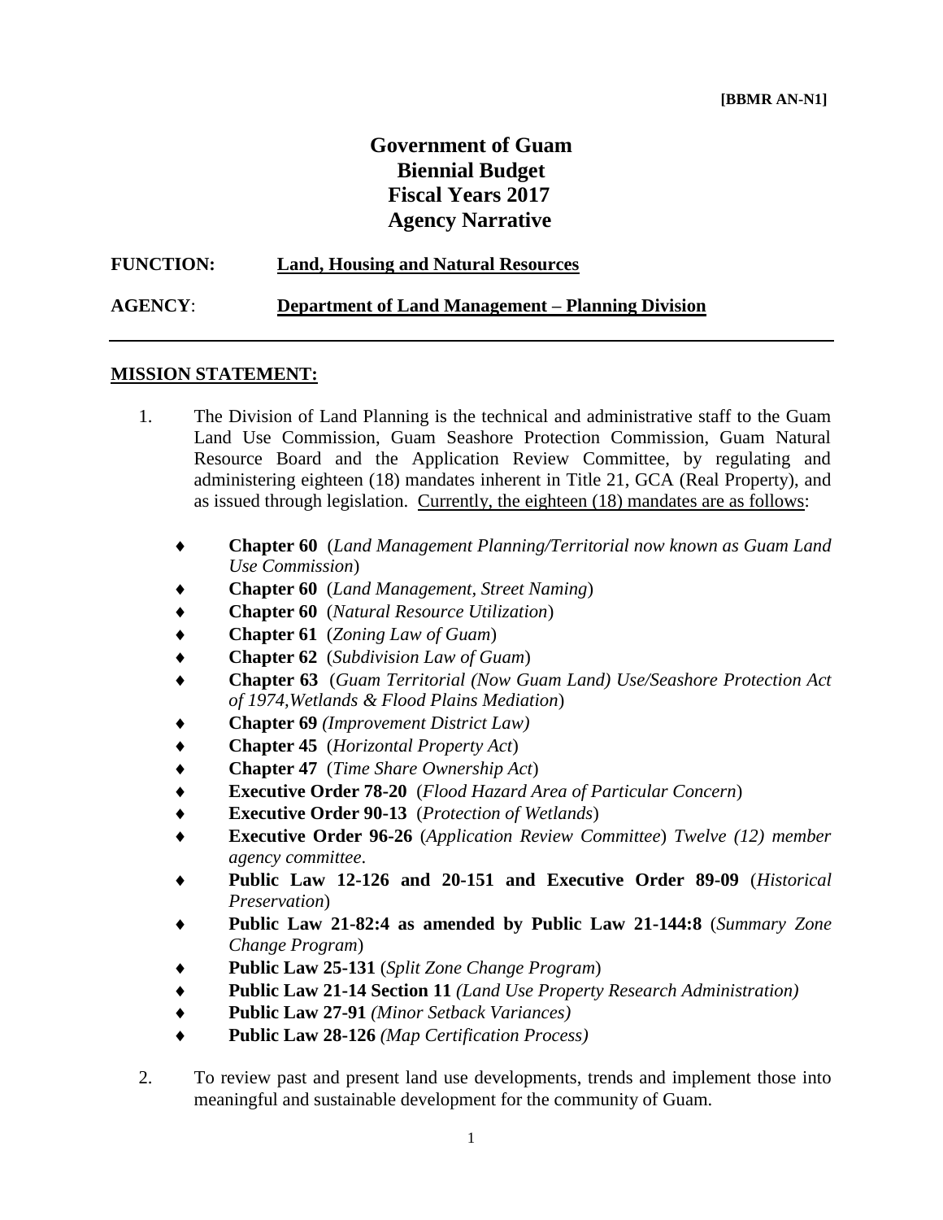**[BBMR AN-N1]**

# Government of Guam
# Biennial Budget
# Fiscal Years 2017
# Agency Narrative

**FUNCTION:** **Land, Housing and Natural Resources**

**AGENCY**: **Department of Land Management – Planning Division**

---

## MISSION STATEMENT:

1. The Division of Land Planning is the technical and administrative staff to the Guam Land Use Commission, Guam Seashore Protection Commission, Guam Natural Resource Board and the Application Review Committee, by regulating and administering eighteen (18) mandates inherent in Title 21, GCA (Real Property), and as issued through legislation. Currently, the eighteen (18) mandates are as follows:

   - **Chapter 60** (*Land Management Planning/Territorial now known as Guam Land Use Commission*)
   - **Chapter 60** (*Land Management, Street Naming*)
   - **Chapter 60** (*Natural Resource Utilization*)
   - **Chapter 61** (*Zoning Law of Guam*)
   - **Chapter 62** (*Subdivision Law of Guam*)
   - **Chapter 63** (*Guam Territorial (Now Guam Land) Use/Seashore Protection Act of 1974,Wetlands & Flood Plains Mediation*)
   - **Chapter 69** *(Improvement District Law)*
   - **Chapter 45** (*Horizontal Property Act*)
   - **Chapter 47** (*Time Share Ownership Act*)
   - **Executive Order 78-20** (*Flood Hazard Area of Particular Concern*)
   - **Executive Order 90-13** (*Protection of Wetlands*)
   - **Executive Order 96-26** (*Application Review Committee*) *Twelve (12) member agency committee*.
   - **Public Law 12-126 and 20-151 and Executive Order 89-09** (*Historical Preservation*)
   - **Public Law 21-82:4 as amended by Public Law 21-144:8** (*Summary Zone Change Program*)
   - **Public Law 25-131** (*Split Zone Change Program*)
   - **Public Law 21-14 Section 11** *(Land Use Property Research Administration)*
   - **Public Law 27-91** *(Minor Setback Variances)*
   - **Public Law 28-126** *(Map Certification Process)*

2. To review past and present land use developments, trends and implement those into meaningful and sustainable development for the community of Guam.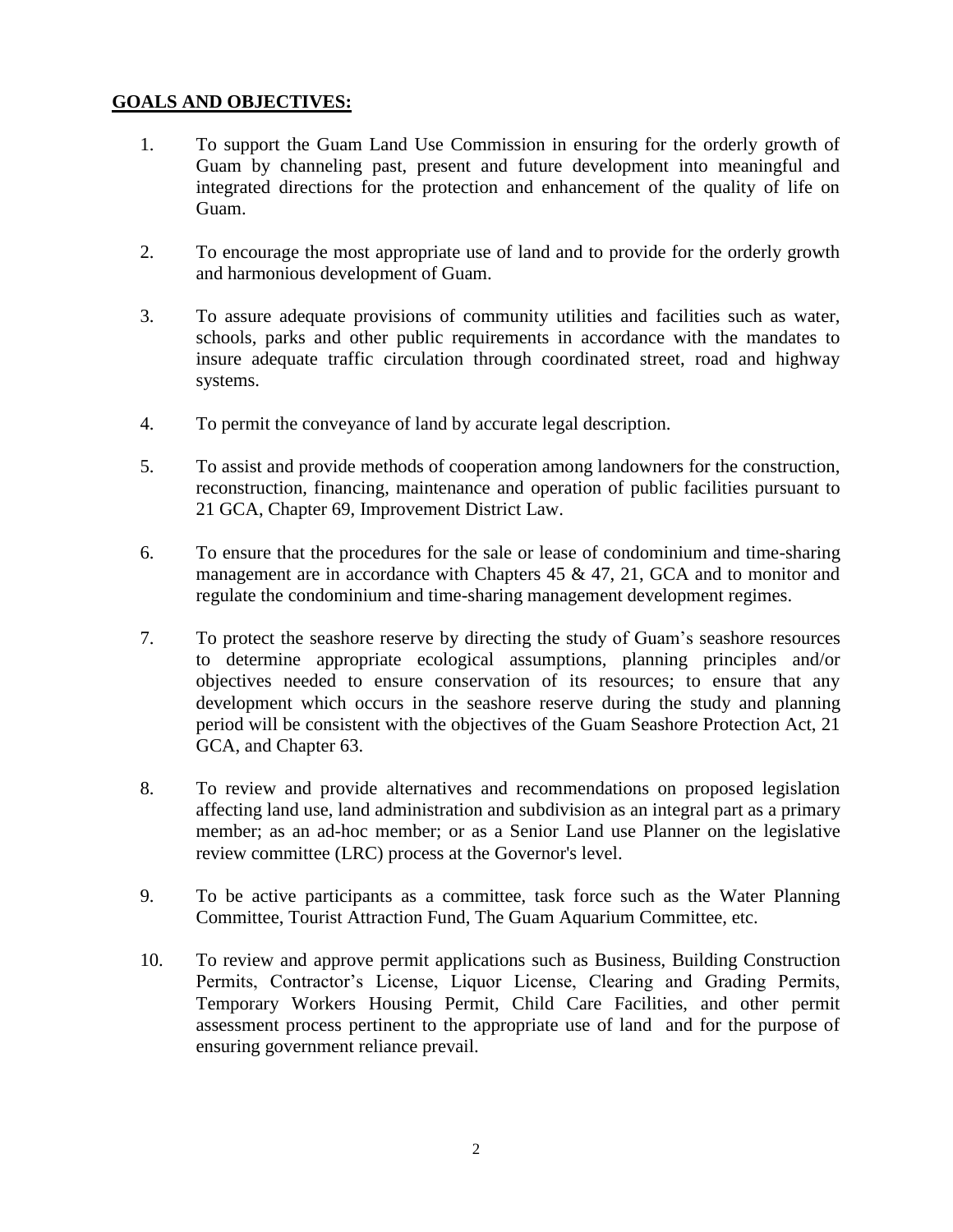**GOALS AND OBJECTIVES:**

1. To support the Guam Land Use Commission in ensuring for the orderly growth of Guam by channeling past, present and future development into meaningful and integrated directions for the protection and enhancement of the quality of life on Guam.

2. To encourage the most appropriate use of land and to provide for the orderly growth and harmonious development of Guam.

3. To assure adequate provisions of community utilities and facilities such as water, schools, parks and other public requirements in accordance with the mandates to insure adequate traffic circulation through coordinated street, road and highway systems.

4. To permit the conveyance of land by accurate legal description.

5. To assist and provide methods of cooperation among landowners for the construction, reconstruction, financing, maintenance and operation of public facilities pursuant to 21 GCA, Chapter 69, Improvement District Law.

6. To ensure that the procedures for the sale or lease of condominium and time-sharing management are in accordance with Chapters 45 & 47, 21, GCA and to monitor and regulate the condominium and time-sharing management development regimes.

7. To protect the seashore reserve by directing the study of Guam's seashore resources to determine appropriate ecological assumptions, planning principles and/or objectives needed to ensure conservation of its resources; to ensure that any development which occurs in the seashore reserve during the study and planning period will be consistent with the objectives of the Guam Seashore Protection Act, 21 GCA, and Chapter 63.

8. To review and provide alternatives and recommendations on proposed legislation affecting land use, land administration and subdivision as an integral part as a primary member; as an ad-hoc member; or as a Senior Land use Planner on the legislative review committee (LRC) process at the Governor's level.

9. To be active participants as a committee, task force such as the Water Planning Committee, Tourist Attraction Fund, The Guam Aquarium Committee, etc.

10. To review and approve permit applications such as Business, Building Construction Permits, Contractor's License, Liquor License, Clearing and Grading Permits, Temporary Workers Housing Permit, Child Care Facilities, and other permit assessment process pertinent to the appropriate use of land and for the purpose of ensuring government reliance prevail.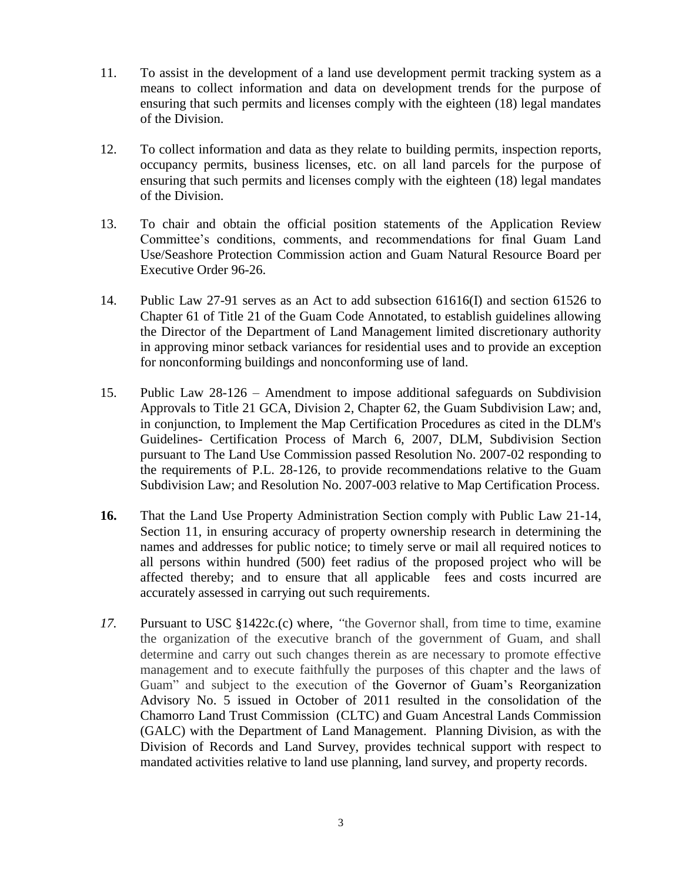11. To assist in the development of a land use development permit tracking system as a means to collect information and data on development trends for the purpose of ensuring that such permits and licenses comply with the eighteen (18) legal mandates of the Division.

12. To collect information and data as they relate to building permits, inspection reports, occupancy permits, business licenses, etc. on all land parcels for the purpose of ensuring that such permits and licenses comply with the eighteen (18) legal mandates of the Division.

13. To chair and obtain the official position statements of the Application Review Committee's conditions, comments, and recommendations for final Guam Land Use/Seashore Protection Commission action and Guam Natural Resource Board per Executive Order 96-26.

14. Public Law 27-91 serves as an Act to add subsection 61616(I) and section 61526 to Chapter 61 of Title 21 of the Guam Code Annotated, to establish guidelines allowing the Director of the Department of Land Management limited discretionary authority in approving minor setback variances for residential uses and to provide an exception for nonconforming buildings and nonconforming use of land.

15. Public Law 28-126 – Amendment to impose additional safeguards on Subdivision Approvals to Title 21 GCA, Division 2, Chapter 62, the Guam Subdivision Law; and, in conjunction, to Implement the Map Certification Procedures as cited in the DLM's Guidelines- Certification Process of March 6, 2007, DLM, Subdivision Section pursuant to The Land Use Commission passed Resolution No. 2007-02 responding to the requirements of P.L. 28-126, to provide recommendations relative to the Guam Subdivision Law; and Resolution No. 2007-003 relative to Map Certification Process.

**16.** That the Land Use Property Administration Section comply with Public Law 21-14, Section 11, in ensuring accuracy of property ownership research in determining the names and addresses for public notice; to timely serve or mail all required notices to all persons within hundred (500) feet radius of the proposed project who will be affected thereby; and to ensure that all applicable fees and costs incurred are accurately assessed in carrying out such requirements.

*17.* Pursuant to USC §1422c.(c) where, "the Governor shall, from time to time, examine the organization of the executive branch of the government of Guam, and shall determine and carry out such changes therein as are necessary to promote effective management and to execute faithfully the purposes of this chapter and the laws of Guam" and subject to the execution of the Governor of Guam's Reorganization Advisory No. 5 issued in October of 2011 resulted in the consolidation of the Chamorro Land Trust Commission (CLTC) and Guam Ancestral Lands Commission (GALC) with the Department of Land Management. Planning Division, as with the Division of Records and Land Survey, provides technical support with respect to mandated activities relative to land use planning, land survey, and property records.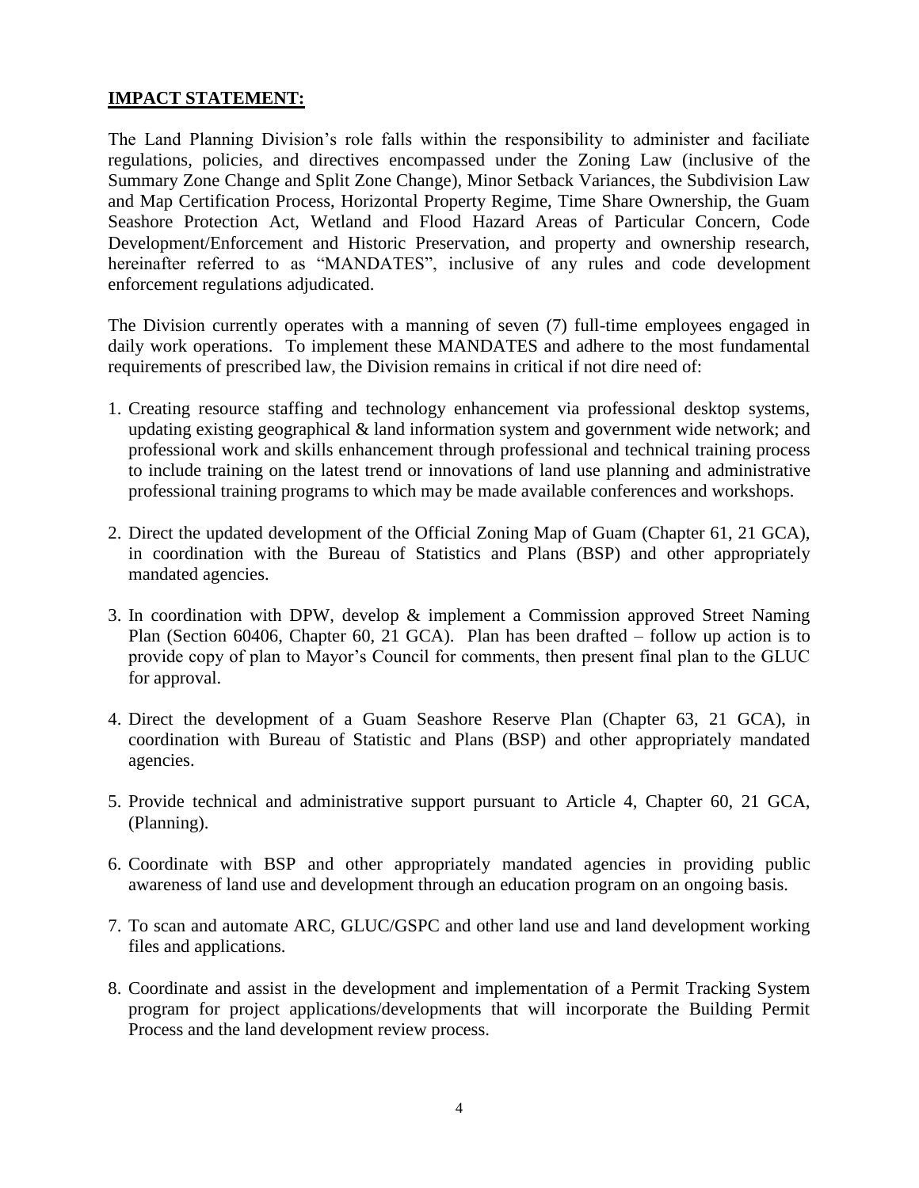**IMPACT STATEMENT:**

The Land Planning Division's role falls within the responsibility to administer and faciliate regulations, policies, and directives encompassed under the Zoning Law (inclusive of the Summary Zone Change and Split Zone Change), Minor Setback Variances, the Subdivision Law and Map Certification Process, Horizontal Property Regime, Time Share Ownership, the Guam Seashore Protection Act, Wetland and Flood Hazard Areas of Particular Concern, Code Development/Enforcement and Historic Preservation, and property and ownership research, hereinafter referred to as "MANDATES", inclusive of any rules and code development enforcement regulations adjudicated.

The Division currently operates with a manning of seven (7) full-time employees engaged in daily work operations. To implement these MANDATES and adhere to the most fundamental requirements of prescribed law, the Division remains in critical if not dire need of:

1. Creating resource staffing and technology enhancement via professional desktop systems, updating existing geographical & land information system and government wide network; and professional work and skills enhancement through professional and technical training process to include training on the latest trend or innovations of land use planning and administrative professional training programs to which may be made available conferences and workshops.
2. Direct the updated development of the Official Zoning Map of Guam (Chapter 61, 21 GCA), in coordination with the Bureau of Statistics and Plans (BSP) and other appropriately mandated agencies.
3. In coordination with DPW, develop & implement a Commission approved Street Naming Plan (Section 60406, Chapter 60, 21 GCA). Plan has been drafted – follow up action is to provide copy of plan to Mayor's Council for comments, then present final plan to the GLUC for approval.
4. Direct the development of a Guam Seashore Reserve Plan (Chapter 63, 21 GCA), in coordination with Bureau of Statistic and Plans (BSP) and other appropriately mandated agencies.
5. Provide technical and administrative support pursuant to Article 4, Chapter 60, 21 GCA, (Planning).
6. Coordinate with BSP and other appropriately mandated agencies in providing public awareness of land use and development through an education program on an ongoing basis.
7. To scan and automate ARC, GLUC/GSPC and other land use and land development working files and applications.
8. Coordinate and assist in the development and implementation of a Permit Tracking System program for project applications/developments that will incorporate the Building Permit Process and the land development review process.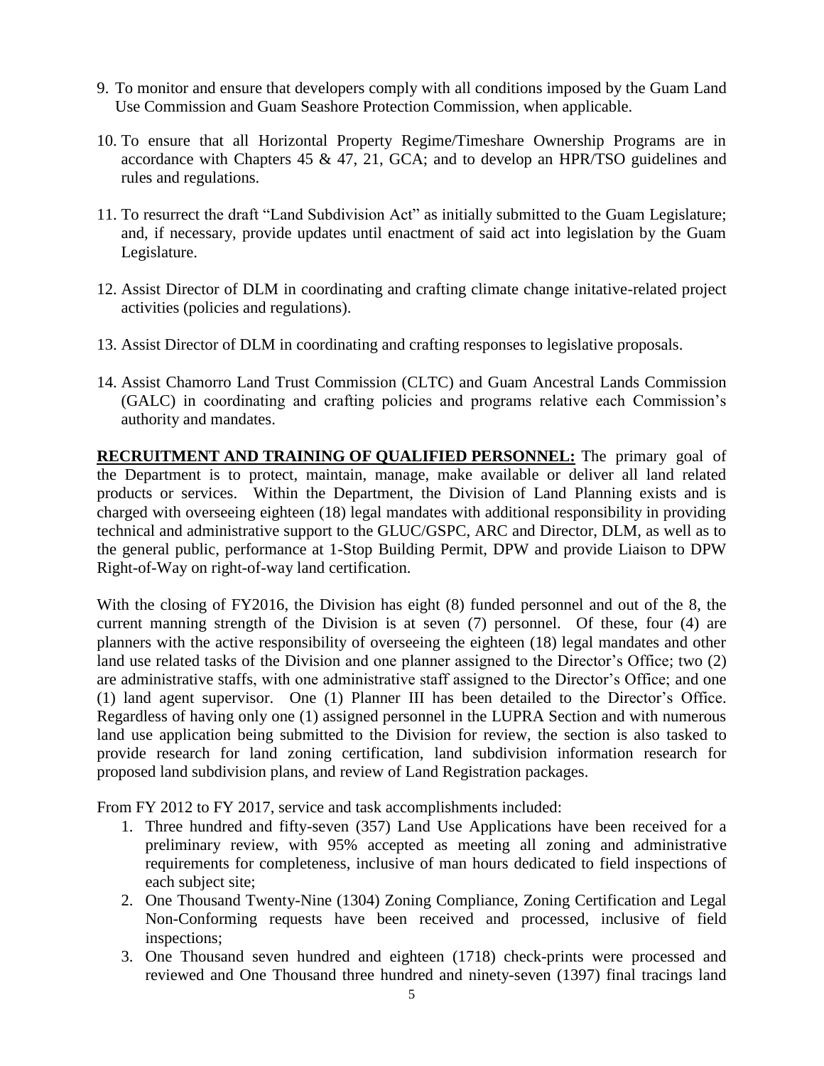9. To monitor and ensure that developers comply with all conditions imposed by the Guam Land Use Commission and Guam Seashore Protection Commission, when applicable.

10. To ensure that all Horizontal Property Regime/Timeshare Ownership Programs are in accordance with Chapters 45 & 47, 21, GCA; and to develop an HPR/TSO guidelines and rules and regulations.

11. To resurrect the draft "Land Subdivision Act" as initially submitted to the Guam Legislature; and, if necessary, provide updates until enactment of said act into legislation by the Guam Legislature.

12. Assist Director of DLM in coordinating and crafting climate change initative-related project activities (policies and regulations).

13. Assist Director of DLM in coordinating and crafting responses to legislative proposals.

14. Assist Chamorro Land Trust Commission (CLTC) and Guam Ancestral Lands Commission (GALC) in coordinating and crafting policies and programs relative each Commission's authority and mandates.

**RECRUITMENT AND TRAINING OF QUALIFIED PERSONNEL:** The primary goal of the Department is to protect, maintain, manage, make available or deliver all land related products or services. Within the Department, the Division of Land Planning exists and is charged with overseeing eighteen (18) legal mandates with additional responsibility in providing technical and administrative support to the GLUC/GSPC, ARC and Director, DLM, as well as to the general public, performance at 1-Stop Building Permit, DPW and provide Liaison to DPW Right-of-Way on right-of-way land certification.

With the closing of FY2016, the Division has eight (8) funded personnel and out of the 8, the current manning strength of the Division is at seven (7) personnel. Of these, four (4) are planners with the active responsibility of overseeing the eighteen (18) legal mandates and other land use related tasks of the Division and one planner assigned to the Director's Office; two (2) are administrative staffs, with one administrative staff assigned to the Director's Office; and one (1) land agent supervisor. One (1) Planner III has been detailed to the Director's Office. Regardless of having only one (1) assigned personnel in the LUPRA Section and with numerous land use application being submitted to the Division for review, the section is also tasked to provide research for land zoning certification, land subdivision information research for proposed land subdivision plans, and review of Land Registration packages.

From FY 2012 to FY 2017, service and task accomplishments included:

1. Three hundred and fifty-seven (357) Land Use Applications have been received for a preliminary review, with 95% accepted as meeting all zoning and administrative requirements for completeness, inclusive of man hours dedicated to field inspections of each subject site;
2. One Thousand Twenty-Nine (1304) Zoning Compliance, Zoning Certification and Legal Non-Conforming requests have been received and processed, inclusive of field inspections;
3. One Thousand seven hundred and eighteen (1718) check-prints were processed and reviewed and One Thousand three hundred and ninety-seven (1397) final tracings land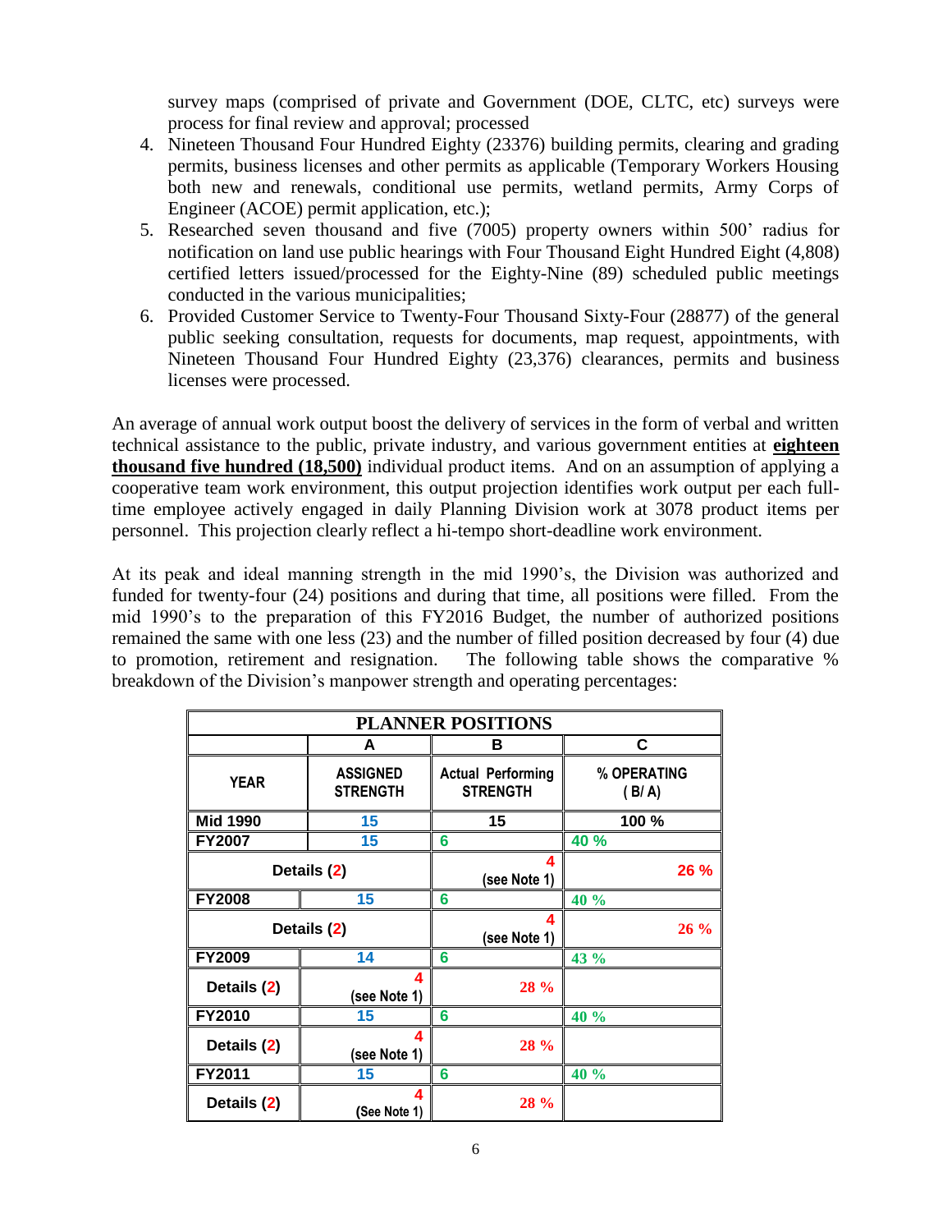survey maps (comprised of private and Government (DOE, CLTC, etc) surveys were process for final review and approval; processed

4. Nineteen Thousand Four Hundred Eighty (23376) building permits, clearing and grading permits, business licenses and other permits as applicable (Temporary Workers Housing both new and renewals, conditional use permits, wetland permits, Army Corps of Engineer (ACOE) permit application, etc.);
5. Researched seven thousand and five (7005) property owners within 500' radius for notification on land use public hearings with Four Thousand Eight Hundred Eight (4,808) certified letters issued/processed for the Eighty-Nine (89) scheduled public meetings conducted in the various municipalities;
6. Provided Customer Service to Twenty-Four Thousand Sixty-Four (28877) of the general public seeking consultation, requests for documents, map request, appointments, with Nineteen Thousand Four Hundred Eighty (23,376) clearances, permits and business licenses were processed.

An average of annual work output boost the delivery of services in the form of verbal and written technical assistance to the public, private industry, and various government entities at **eighteen thousand five hundred (18,500)** individual product items. And on an assumption of applying a cooperative team work environment, this output projection identifies work output per each full-time employee actively engaged in daily Planning Division work at 3078 product items per personnel. This projection clearly reflect a hi-tempo short-deadline work environment.

At its peak and ideal manning strength in the mid 1990's, the Division was authorized and funded for twenty-four (24) positions and during that time, all positions were filled. From the mid 1990's to the preparation of this FY2016 Budget, the number of authorized positions remained the same with one less (23) and the number of filled position decreased by four (4) due to promotion, retirement and resignation. The following table shows the comparative % breakdown of the Division's manpower strength and operating percentages:

| PLANNER POSITIONS | | | |
|---|---|---|---|
| | A | B | C |
| YEAR | ASSIGNED STRENGTH | Actual Performing STRENGTH | % OPERATING ( B/ A) |
| Mid 1990 | 15 | 15 | 100 % |
| FY2007 | 15 | 6 | 40 % |
| Details (2) | | 4 (see Note 1) | 26 % |
| FY2008 | 15 | 6 | 40 % |
| Details (2) | | 4 (see Note 1) | 26 % |
| FY2009 | 14 | 6 | 43 % |
| Details (2) | 4 (see Note 1) | 28 % | |
| FY2010 | 15 | 6 | 40 % |
| Details (2) | 4 (see Note 1) | 28 % | |
| FY2011 | 15 | 6 | 40 % |
| Details (2) | 4 (See Note 1) | 28 % | |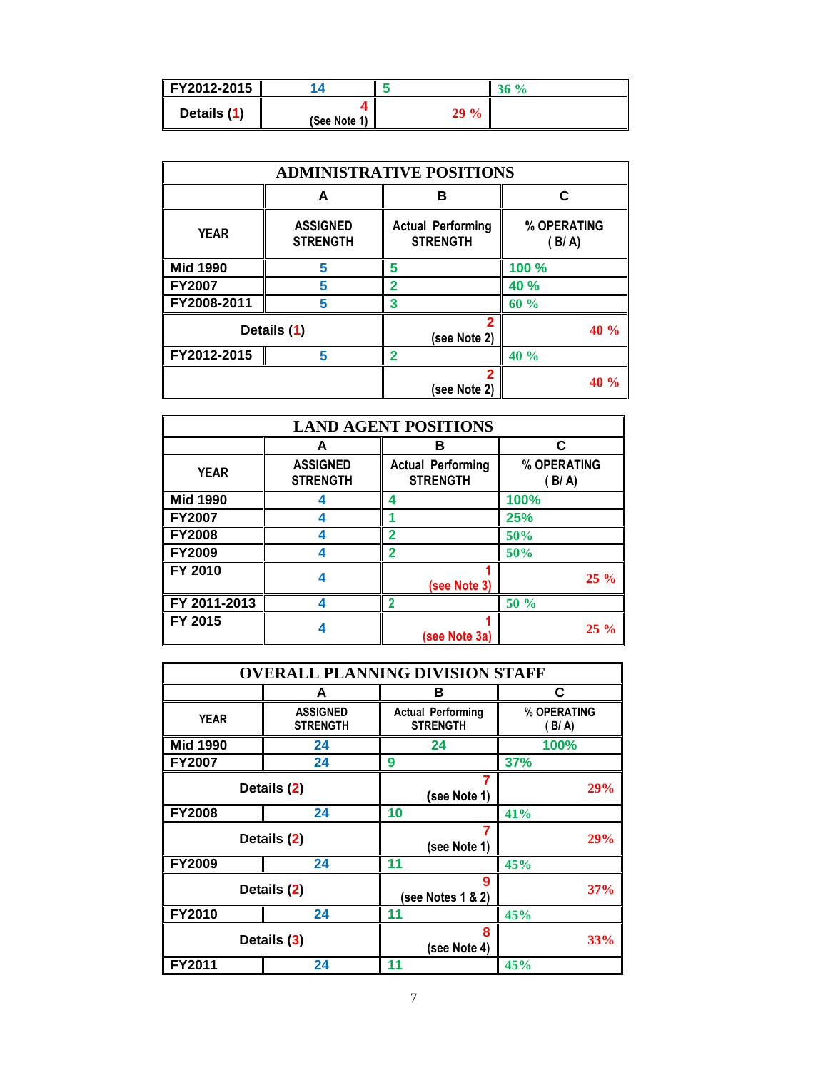| | | | |
|---|---|---|---|
| FY2012-2015 | 14 | 5 | 36 % |
| Details (1) | 4 (See Note 1) | 29 % | |

| ADMINISTRATIVE POSITIONS | | | |
|---|---|---|---|
| | A | B | C |
| YEAR | ASSIGNED STRENGTH | Actual Performing STRENGTH | % OPERATING ( B/ A) |
| Mid 1990 | 5 | 5 | 100 % |
| FY2007 | 5 | 2 | 40 % |
| FY2008-2011 | 5 | 3 | 60 % |
| Details (1) | | 2 (see Note 2) | 40 % |
| FY2012-2015 | 5 | 2 | 40 % |
| | | 2 (see Note 2) | 40 % |

| LAND AGENT POSITIONS | | | |
|---|---|---|---|
| | A | B | C |
| YEAR | ASSIGNED STRENGTH | Actual Performing STRENGTH | % OPERATING ( B/ A) |
| Mid 1990 | 4 | 4 | 100% |
| FY2007 | 4 | 1 | 25% |
| FY2008 | 4 | 2 | 50% |
| FY2009 | 4 | 2 | 50% |
| FY 2010 | 4 | 1 (see Note 3) | 25 % |
| FY 2011-2013 | 4 | 2 | 50 % |
| FY 2015 | 4 | 1 (see Note 3a) | 25 % |

| OVERALL PLANNING DIVISION STAFF | | | |
|---|---|---|---|
| | A | B | C |
| YEAR | ASSIGNED STRENGTH | Actual Performing STRENGTH | % OPERATING ( B/ A) |
| Mid 1990 | 24 | 24 | 100% |
| FY2007 | 24 | 9 | 37% |
| Details (2) | | 7 (see Note 1) | 29% |
| FY2008 | 24 | 10 | 41% |
| Details (2) | | 7 (see Note 1) | 29% |
| FY2009 | 24 | 11 | 45% |
| Details (2) | | 9 (see Notes 1 & 2) | 37% |
| FY2010 | 24 | 11 | 45% |
| Details (3) | | 8 (see Note 4) | 33% |
| FY2011 | 24 | 11 | 45% |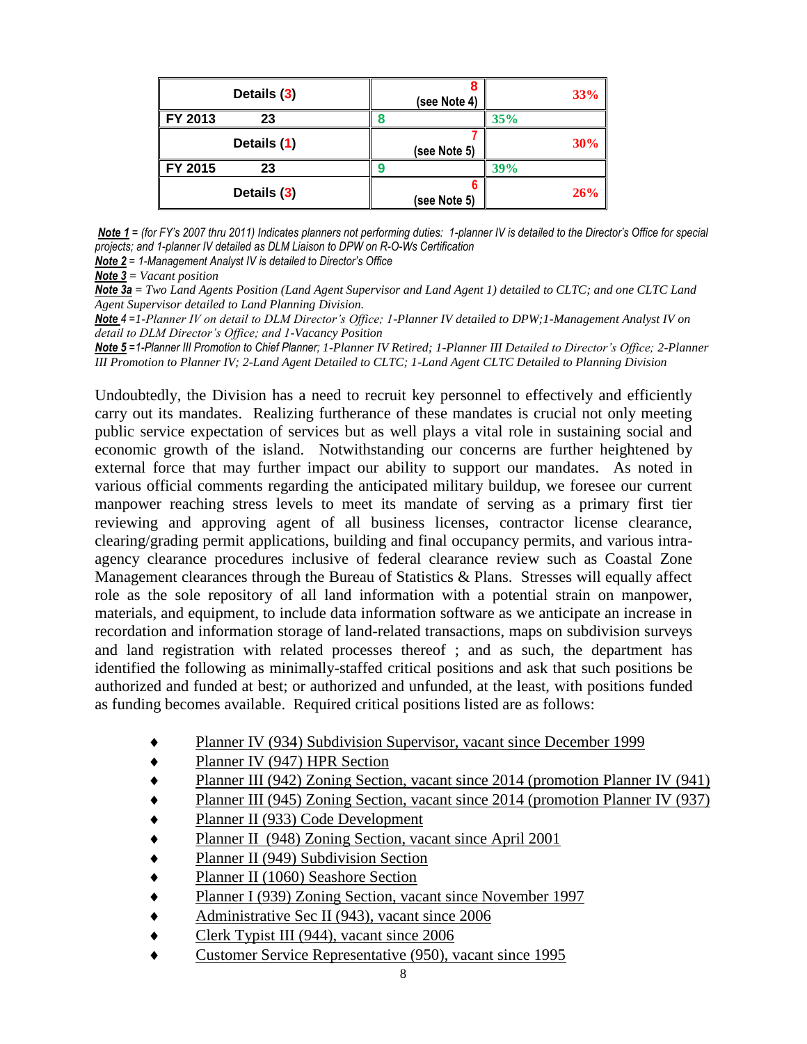| Details (3) | 8 (see Note 4) | 33% |
|---|---|---|
| FY 2013 23 | 8 | 35% |
| Details (1) | 7 (see Note 5) | 30% |
| FY 2015 23 | 9 | 39% |
| Details (3) | 6 (see Note 5) | 26% |

***Note 1*** *= (for FY's 2007 thru 2011) Indicates planners not performing duties: 1-planner IV is detailed to the Director's Office for special projects; and 1-planner IV detailed as DLM Liaison to DPW on R-O-Ws Certification*

***Note 2*** *= 1-Management Analyst IV is detailed to Director's Office*

***Note 3*** *= Vacant position*

***Note 3a*** *= Two Land Agents Position (Land Agent Supervisor and Land Agent 1) detailed to CLTC; and one CLTC Land Agent Supervisor detailed to Land Planning Division.*

***Note*** *4 =1-Planner IV on detail to DLM Director's Office; 1-Planner IV detailed to DPW;1-Management Analyst IV on detail to DLM Director's Office; and 1-Vacancy Position*

***Note 5*** *=1-Planner III Promotion to Chief Planner; 1-Planner IV Retired; 1-Planner III Detailed to Director's Office; 2-Planner III Promotion to Planner IV; 2-Land Agent Detailed to CLTC; 1-Land Agent CLTC Detailed to Planning Division*

Undoubtedly, the Division has a need to recruit key personnel to effectively and efficiently carry out its mandates. Realizing furtherance of these mandates is crucial not only meeting public service expectation of services but as well plays a vital role in sustaining social and economic growth of the island. Notwithstanding our concerns are further heightened by external force that may further impact our ability to support our mandates. As noted in various official comments regarding the anticipated military buildup, we foresee our current manpower reaching stress levels to meet its mandate of serving as a primary first tier reviewing and approving agent of all business licenses, contractor license clearance, clearing/grading permit applications, building and final occupancy permits, and various intra-agency clearance procedures inclusive of federal clearance review such as Coastal Zone Management clearances through the Bureau of Statistics & Plans. Stresses will equally affect role as the sole repository of all land information with a potential strain on manpower, materials, and equipment, to include data information software as we anticipate an increase in recordation and information storage of land-related transactions, maps on subdivision surveys and land registration with related processes thereof ; and as such, the department has identified the following as minimally-staffed critical positions and ask that such positions be authorized and funded at best; or authorized and unfunded, at the least, with positions funded as funding becomes available. Required critical positions listed are as follows:

- Planner IV (934) Subdivision Supervisor, vacant since December 1999
- Planner IV (947) HPR Section
- Planner III (942) Zoning Section, vacant since 2014 (promotion Planner IV (941)
- Planner III (945) Zoning Section, vacant since 2014 (promotion Planner IV (937)
- Planner II (933) Code Development
- Planner II (948) Zoning Section, vacant since April 2001
- Planner II (949) Subdivision Section
- Planner II (1060) Seashore Section
- Planner I (939) Zoning Section, vacant since November 1997
- Administrative Sec II (943), vacant since 2006
- Clerk Typist III (944), vacant since 2006
- Customer Service Representative (950), vacant since 1995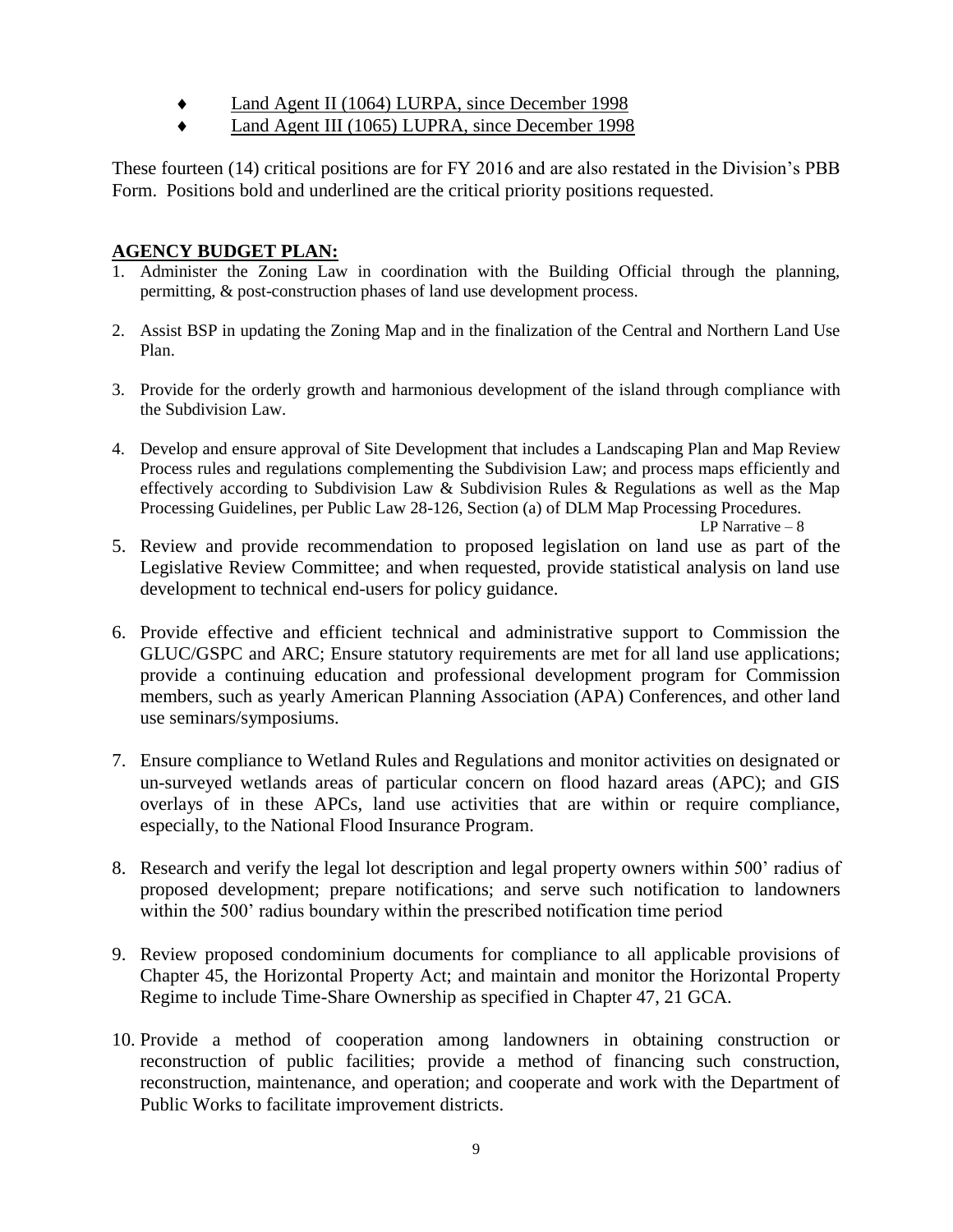- <u>Land Agent II (1064) LURPA, since December 1998</u>
- <u>Land Agent III (1065) LUPRA, since December 1998</u>

These fourteen (14) critical positions are for FY 2016 and are also restated in the Division's PBB Form. Positions bold and underlined are the critical priority positions requested.

## <u>AGENCY BUDGET PLAN:</u>

1. Administer the Zoning Law in coordination with the Building Official through the planning, permitting, & post-construction phases of land use development process.

2. Assist BSP in updating the Zoning Map and in the finalization of the Central and Northern Land Use Plan.

3. Provide for the orderly growth and harmonious development of the island through compliance with the Subdivision Law.

4. Develop and ensure approval of Site Development that includes a Landscaping Plan and Map Review Process rules and regulations complementing the Subdivision Law; and process maps efficiently and effectively according to Subdivision Law & Subdivision Rules & Regulations as well as the Map Processing Guidelines, per Public Law 28-126, Section (a) of DLM Map Processing Procedures.

   LP Narrative – 8

5. Review and provide recommendation to proposed legislation on land use as part of the Legislative Review Committee; and when requested, provide statistical analysis on land use development to technical end-users for policy guidance.

6. Provide effective and efficient technical and administrative support to Commission the GLUC/GSPC and ARC; Ensure statutory requirements are met for all land use applications; provide a continuing education and professional development program for Commission members, such as yearly American Planning Association (APA) Conferences, and other land use seminars/symposiums.

7. Ensure compliance to Wetland Rules and Regulations and monitor activities on designated or un-surveyed wetlands areas of particular concern on flood hazard areas (APC); and GIS overlays of in these APCs, land use activities that are within or require compliance, especially, to the National Flood Insurance Program.

8. Research and verify the legal lot description and legal property owners within 500' radius of proposed development; prepare notifications; and serve such notification to landowners within the 500' radius boundary within the prescribed notification time period

9. Review proposed condominium documents for compliance to all applicable provisions of Chapter 45, the Horizontal Property Act; and maintain and monitor the Horizontal Property Regime to include Time-Share Ownership as specified in Chapter 47, 21 GCA.

10. Provide a method of cooperation among landowners in obtaining construction or reconstruction of public facilities; provide a method of financing such construction, reconstruction, maintenance, and operation; and cooperate and work with the Department of Public Works to facilitate improvement districts.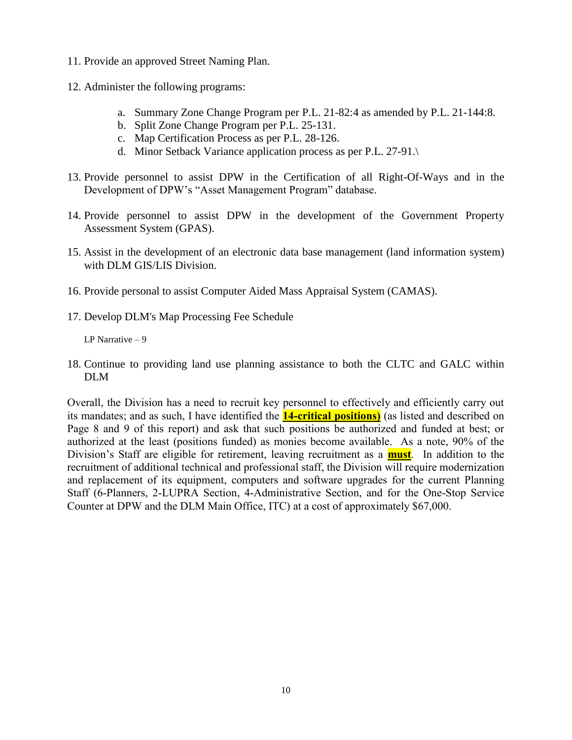11. Provide an approved Street Naming Plan.

12. Administer the following programs:

    a. Summary Zone Change Program per P.L. 21-82:4 as amended by P.L. 21-144:8.
    b. Split Zone Change Program per P.L. 25-131.
    c. Map Certification Process as per P.L. 28-126.
    d. Minor Setback Variance application process as per P.L. 27-91.\

13. Provide personnel to assist DPW in the Certification of all Right-Of-Ways and in the Development of DPW's "Asset Management Program" database.

14. Provide personnel to assist DPW in the development of the Government Property Assessment System (GPAS).

15. Assist in the development of an electronic data base management (land information system) with DLM GIS/LIS Division.

16. Provide personal to assist Computer Aided Mass Appraisal System (CAMAS).

17. Develop DLM's Map Processing Fee Schedule

    LP Narrative – 9

18. Continue to providing land use planning assistance to both the CLTC and GALC within DLM

Overall, the Division has a need to recruit key personnel to effectively and efficiently carry out its mandates; and as such, I have identified the **14-critical positions)** (as listed and described on Page 8 and 9 of this report) and ask that such positions be authorized and funded at best; or authorized at the least (positions funded) as monies become available. As a note, 90% of the Division's Staff are eligible for retirement, leaving recruitment as a **must**. In addition to the recruitment of additional technical and professional staff, the Division will require modernization and replacement of its equipment, computers and software upgrades for the current Planning Staff (6-Planners, 2-LUPRA Section, 4-Administrative Section, and for the One-Stop Service Counter at DPW and the DLM Main Office, ITC) at a cost of approximately $67,000.